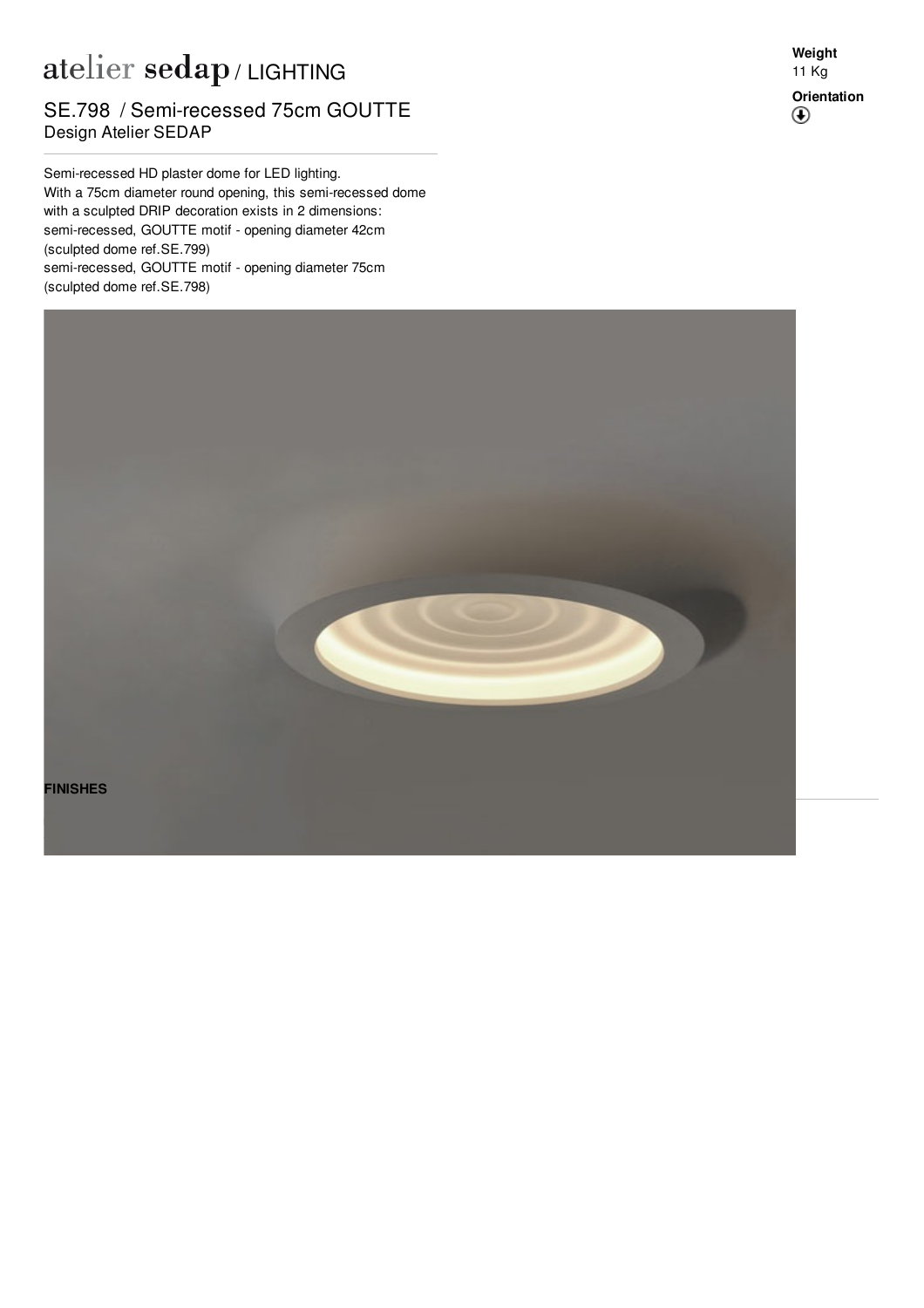# atelier sedap / LIGHTING

## SE.798 / Semi-recessed 75cm GOUTTE

Design Atelier SEDAP

**Weight**
11 Kg

**Orientation**

Semi-recessed HD plaster dome for LED lighting.
With a 75cm diameter round opening, this semi-recessed dome with a sculpted DRIP decoration exists in 2 dimensions:
semi-recessed, GOUTTE motif - opening diameter 42cm (sculpted dome ref.SE.799)
semi-recessed, GOUTTE motif - opening diameter 75cm (sculpted dome ref.SE.798)

**FINISHES**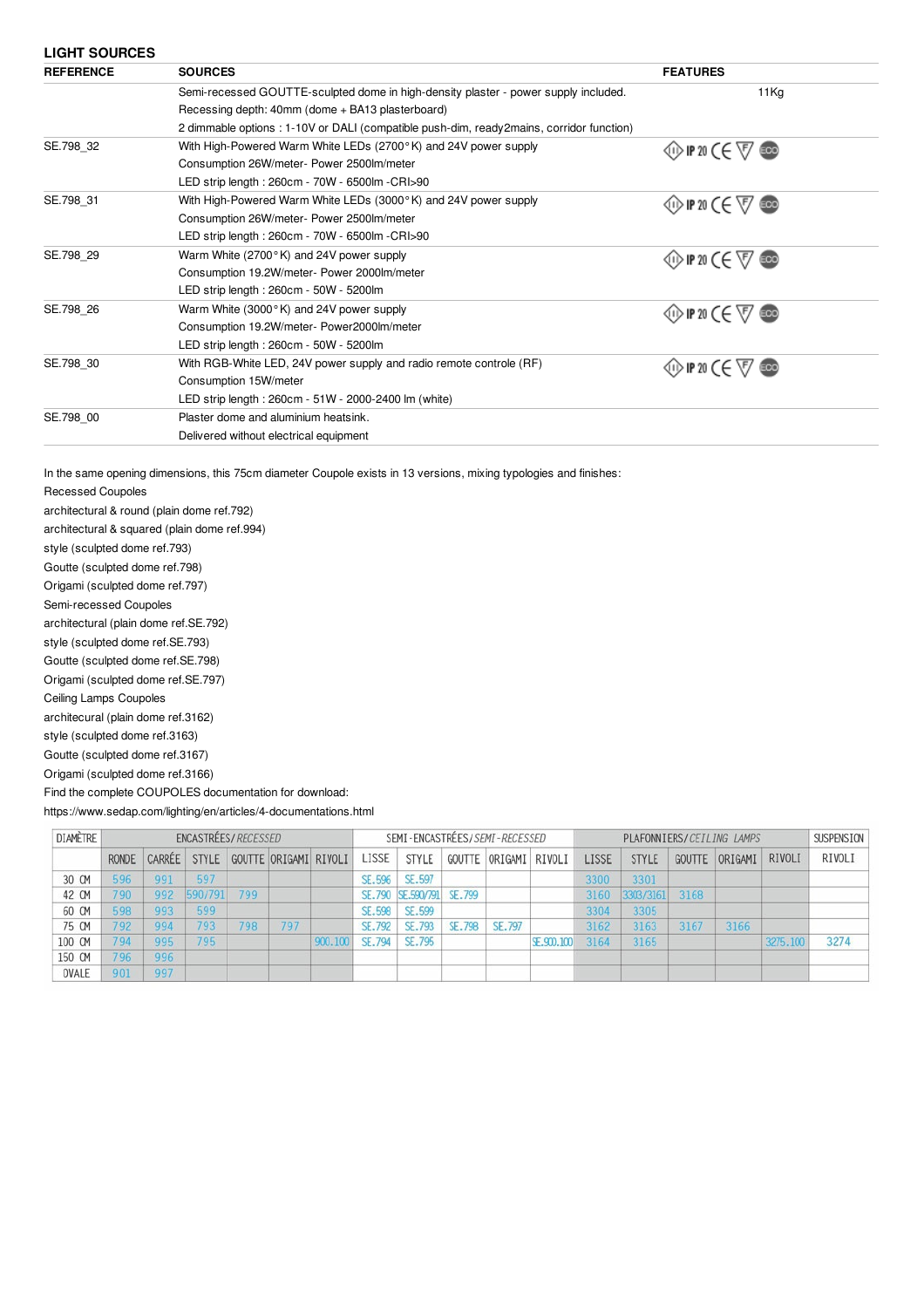## LIGHT SOURCES

| REFERENCE | SOURCES | FEATURES |
|---|---|---|
| | Semi-recessed GOUTTE-sculpted dome in high-density plaster - power supply included.<br>Recessing depth: 40mm (dome + BA13 plasterboard)<br>2 dimmable options : 1-10V or DALI (compatible push-dim, ready2mains, corridor function) | 11Kg |
| SE.798_32 | With High-Powered Warm White LEDs (2700° K) and 24V power supply<br>Consumption 26W/meter- Power 2500lm/meter<br>LED strip length : 260cm - 70W - 6500lm -CRI>90 | IP 20 CE |
| SE.798_31 | With High-Powered Warm White LEDs (3000° K) and 24V power supply<br>Consumption 26W/meter- Power 2500lm/meter<br>LED strip length : 260cm - 70W - 6500lm -CRI>90 | IP 20 CE |
| SE.798_29 | Warm White (2700° K) and 24V power supply<br>Consumption 19.2W/meter- Power 2000lm/meter<br>LED strip length : 260cm - 50W - 5200lm | IP 20 CE |
| SE.798_26 | Warm White (3000° K) and 24V power supply<br>Consumption 19.2W/meter- Power2000lm/meter<br>LED strip length : 260cm - 50W - 5200lm | IP 20 CE |
| SE.798_30 | With RGB-White LED, 24V power supply and radio remote controle (RF)<br>Consumption 15W/meter<br>LED strip length : 260cm - 51W - 2000-2400 lm (white) | IP 20 CE |
| SE.798_00 | Plaster dome and aluminium heatsink.<br>Delivered without electrical equipment | |

In the same opening dimensions, this 75cm diameter Coupole exists in 13 versions, mixing typologies and finishes:

Recessed Coupoles

architectural & round (plain dome ref.792)

architectural & squared (plain dome ref.994)

style (sculpted dome ref.793)

Goutte (sculpted dome ref.798)

Origami (sculpted dome ref.797)

Semi-recessed Coupoles

architectural (plain dome ref.SE.792)

style (sculpted dome ref.SE.793)

Goutte (sculpted dome ref.SE.798)

Origami (sculpted dome ref.SE.797)

Ceiling Lamps Coupoles

architecural (plain dome ref.3162)

style (sculpted dome ref.3163)

Goutte (sculpted dome ref.3167)

Origami (sculpted dome ref.3166)

Find the complete COUPOLES documentation for download:

https://www.sedap.com/lighting/en/articles/4-documentations.html

| DIAMÈTRE | ENCASTRÉES/*RECESSED* | | | | | | SEMI-ENCASTRÉES/*SEMI-RECESSED* | | | | | PLAFONNIERS/*CEILING LAMPS* | | | | | SUSPENSION |
|---|---|---|---|---|---|---|---|---|---|---|---|---|---|---|---|---|---|
| | RONDE | CARRÉE | STYLE | GOUTTE | ORIGAMI | RIVOLI | LISSE | STYLE | GOUTTE | ORIGAMI | RIVOLI | LISSE | STYLE | GOUTTE | ORIGAMI | RIVOLI | RIVOLI |
| 30 CM | 596 | 991 | 597 | | | | SE.596 | SE.597 | | | | 3300 | 3301 | | | | |
| 42 CM | 790 | 992 | 590/791 | 799 | | | SE.790 | SE.590/791 | SE.799 | | | 3160 | 3303/3161 | 3168 | | | |
| 60 CM | 598 | 993 | 599 | | | | SE.598 | SE.599 | | | | 3304 | 3305 | | | | |
| 75 CM | 792 | 994 | 793 | 798 | 797 | | SE.792 | SE.793 | SE.798 | SE.797 | | 3162 | 3163 | 3167 | 3166 | | |
| 100 CM | 794 | 995 | 795 | | | 900.100 | SE.794 | SE.795 | | | SE.900.100 | 3164 | 3165 | | | 3275.100 | 3274 |
| 150 CM | 796 | 996 | | | | | | | | | | | | | | | |
| OVALE | 901 | 997 | | | | | | | | | | | | | | | |